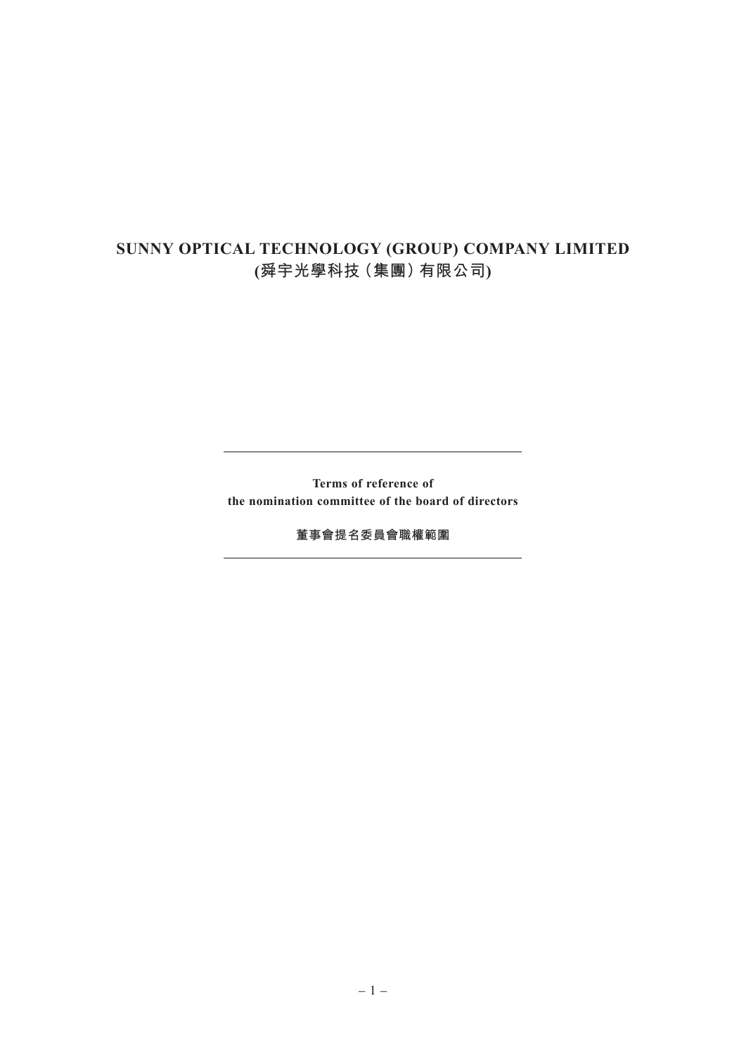# SUNNY OPTICAL TECHNOLOGY (GROUP) COMPANY LIMITED
# (舜宇光學科技（集團）有限公司)

---

**Terms of reference of**
**the nomination committee of the board of directors**

**董事會提名委員會職權範圍**

---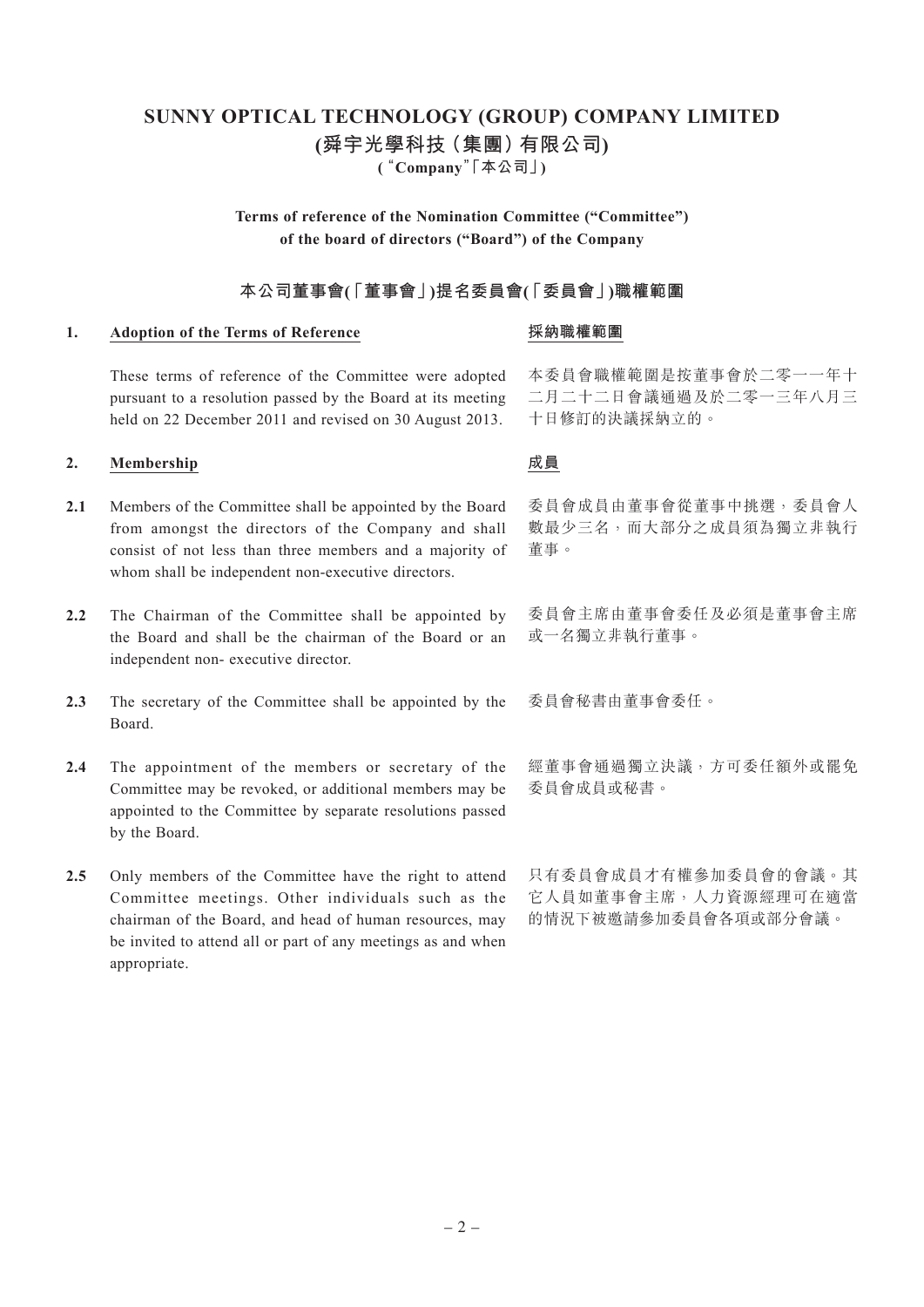# SUNNY OPTICAL TECHNOLOGY (GROUP) COMPANY LIMITED

# (舜宇光學科技（集團）有限公司)

**(“Company”「本公司」)**

**Terms of reference of the Nomination Committee (“Committee”) of the board of directors (“Board”) of the Company**

**本公司董事會(「董事會」)提名委員會(「委員會」)職權範圍**

## 1. Adoption of the Terms of Reference

## 採納職權範圍

These terms of reference of the Committee were adopted pursuant to a resolution passed by the Board at its meeting held on 22 December 2011 and revised on 30 August 2013.

本委員會職權範圍是按董事會於二零一一年十二月二十二日會議通過及於二零一三年八月三十日修訂的決議採納立的。

## 2. Membership

## 成員

**2.1** Members of the Committee shall be appointed by the Board from amongst the directors of the Company and shall consist of not less than three members and a majority of whom shall be independent non-executive directors.

委員會成員由董事會從董事中挑選，委員會人數最少三名，而大部分之成員須為獨立非執行董事。

**2.2** The Chairman of the Committee shall be appointed by the Board and shall be the chairman of the Board or an independent non- executive director.

委員會主席由董事會委任及必須是董事會主席或一名獨立非執行董事。

**2.3** The secretary of the Committee shall be appointed by the Board.

委員會秘書由董事會委任。

**2.4** The appointment of the members or secretary of the Committee may be revoked, or additional members may be appointed to the Committee by separate resolutions passed by the Board.

經董事會通過獨立決議，方可委任額外或罷免委員會成員或秘書。

**2.5** Only members of the Committee have the right to attend Committee meetings. Other individuals such as the chairman of the Board, and head of human resources, may be invited to attend all or part of any meetings as and when appropriate.

只有委員會成員才有權參加委員會的會議。其它人員如董事會主席，人力資源經理可在適當的情況下被邀請參加委員會各項或部分會議。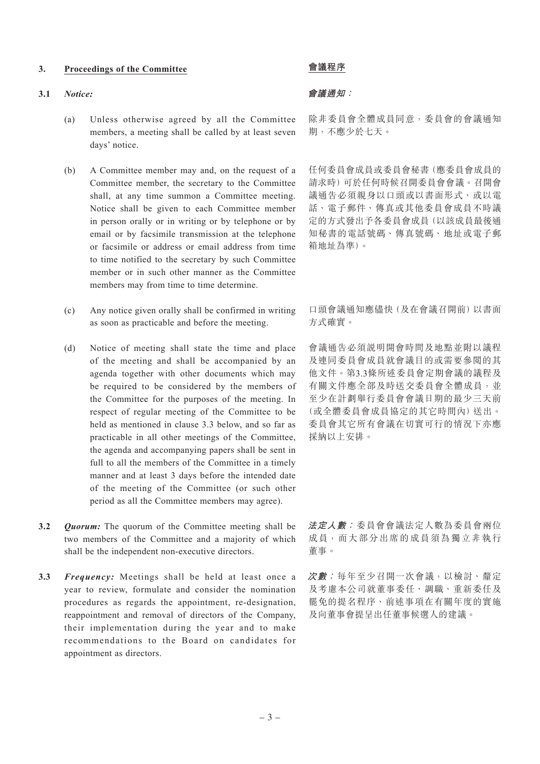## 3. Proceedings of the Committee

## 會議程序

**3.1** ***Notice:***

***會議通知：***

(a) Unless otherwise agreed by all the Committee members, a meeting shall be called by at least seven days' notice.

除非委員會全體成員同意，委員會的會議通知期，不應少於七天。

(b) A Committee member may and, on the request of a Committee member, the secretary to the Committee shall, at any time summon a Committee meeting. Notice shall be given to each Committee member in person orally or in writing or by telephone or by email or by facsimile transmission at the telephone or facsimile or address or email address from time to time notified to the secretary by such Committee member or in such other manner as the Committee members may from time to time determine.

任何委員會成員或委員會秘書（應委員會成員的請求時）可於任何時候召開委員會會議。召開會議通告必須親身以口頭或以書面形式、或以電話、電子郵件、傳真或其他委員會成員不時議定的方式發出予各委員會成員（以該成員最後通知秘書的電話號碼、傳真號碼、地址或電子郵箱地址為準）。

(c) Any notice given orally shall be confirmed in writing as soon as practicable and before the meeting.

口頭會議通知應儘快（及在會議召開前）以書面方式確實。

(d) Notice of meeting shall state the time and place of the meeting and shall be accompanied by an agenda together with other documents which may be required to be considered by the members of the Committee for the purposes of the meeting. In respect of regular meeting of the Committee to be held as mentioned in clause 3.3 below, and so far as practicable in all other meetings of the Committee, the agenda and accompanying papers shall be sent in full to all the members of the Committee in a timely manner and at least 3 days before the intended date of the meeting of the Committee (or such other period as all the Committee members may agree).

會議通告必須說明開會時間及地點並附以議程及連同委員會成員就會議目的或需要參閱的其他文件。第3.3條所述委員會定期會議的議程及有關文件應全部及時送交委員會全體成員，並至少在計劃舉行委員會會議日期的最少三天前（或全體委員會成員協定的其它時間內）送出。委員會其它所有會議在切實可行的情況下亦應採納以上安排。

**3.2** ***Quorum:*** The quorum of the Committee meeting shall be two members of the Committee and a majority of which shall be the independent non-executive directors.

***法定人數：***委員會會議法定人數為委員會兩位成員，而大部分出席的成員須為獨立非執行董事。

**3.3** ***Frequency:*** Meetings shall be held at least once a year to review, formulate and consider the nomination procedures as regards the appointment, re-designation, reappointment and removal of directors of the Company, their implementation during the year and to make recommendations to the Board on candidates for appointment as directors.

***次數：***每年至少召開一次會議，以檢討、釐定及考慮本公司就董事委任、調職、重新委任及罷免的提名程序、前述事項在有關年度的實施及向董事會提呈出任董事候選人的建議。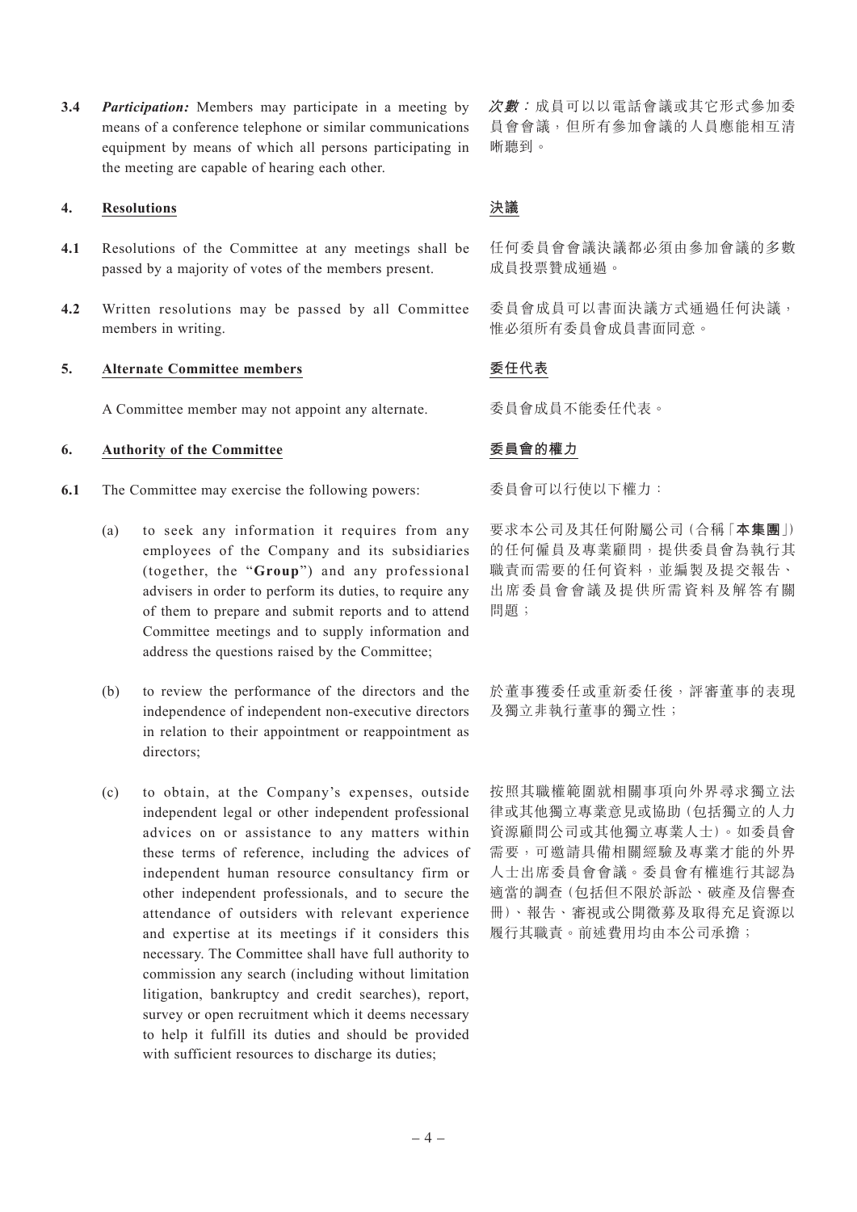**3.4** ***Participation:*** Members may participate in a meeting by means of a conference telephone or similar communications equipment by means of which all persons participating in the meeting are capable of hearing each other.

***次數：***成員可以以電話會議或其它形式參加委員會會議，但所有參加會議的人員應能相互清晰聽到。

## 4. Resolutions

## 決議

**4.1** Resolutions of the Committee at any meetings shall be passed by a majority of votes of the members present.

任何委員會會議決議都必須由參加會議的多數成員投票贊成通過。

**4.2** Written resolutions may be passed by all Committee members in writing.

委員會成員可以書面決議方式通過任何決議，惟必須所有委員會成員書面同意。

## 5. Alternate Committee members

## 委任代表

A Committee member may not appoint any alternate.

委員會成員不能委任代表。

## 6. Authority of the Committee

## 委員會的權力

**6.1** The Committee may exercise the following powers:

委員會可以行使以下權力：

(a) to seek any information it requires from any employees of the Company and its subsidiaries (together, the "**Group**") and any professional advisers in order to perform its duties, to require any of them to prepare and submit reports and to attend Committee meetings and to supply information and address the questions raised by the Committee;

要求本公司及其任何附屬公司（合稱「**本集團**」）的任何僱員及專業顧問，提供委員會為執行其職責而需要的任何資料，並編製及提交報告、出席委員會會議及提供所需資料及解答有關問題；

(b) to review the performance of the directors and the independence of independent non-executive directors in relation to their appointment or reappointment as directors;

於董事獲委任或重新委任後，評審董事的表現及獨立非執行董事的獨立性；

(c) to obtain, at the Company's expenses, outside independent legal or other independent professional advices on or assistance to any matters within these terms of reference, including the advices of independent human resource consultancy firm or other independent professionals, and to secure the attendance of outsiders with relevant experience and expertise at its meetings if it considers this necessary. The Committee shall have full authority to commission any search (including without limitation litigation, bankruptcy and credit searches), report, survey or open recruitment which it deems necessary to help it fulfill its duties and should be provided with sufficient resources to discharge its duties;

按照其職權範圍就相關事項向外界尋求獨立法律或其他獨立專業意見或協助（包括獨立的人力資源顧問公司或其他獨立專業人士）。如委員會需要，可邀請具備相關經驗及專業才能的外界人士出席委員會會議。委員會有權進行其認為適當的調查（包括但不限於訴訟、破產及信譽查冊）、報告、審視或公開徵募及取得充足資源以履行其職責。前述費用均由本公司承擔；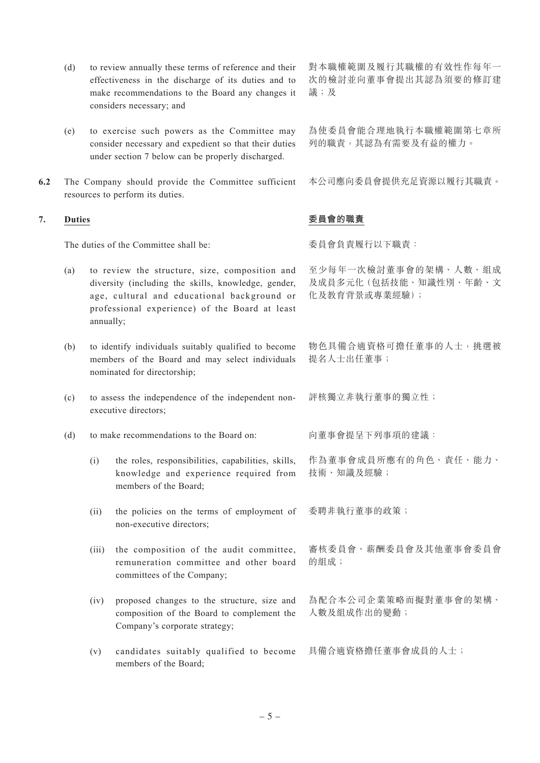(d) to review annually these terms of reference and their effectiveness in the discharge of its duties and to make recommendations to the Board any changes it considers necessary; and

對本職權範圍及履行其職權的有效性作每年一次的檢討並向董事會提出其認為須要的修訂建議；及

(e) to exercise such powers as the Committee may consider necessary and expedient so that their duties under section 7 below can be properly discharged.

為使委員會能合理地執行本職權範圍第七章所列的職責，其認為有需要及有益的權力。

**6.2** The Company should provide the Committee sufficient resources to perform its duties.

本公司應向委員會提供充足資源以履行其職責。

## 7. Duties

## 委員會的職責

The duties of the Committee shall be:

委員會負責履行以下職責：

(a) to review the structure, size, composition and diversity (including the skills, knowledge, gender, age, cultural and educational background or professional experience) of the Board at least annually;

至少每年一次檢討董事會的架構、人數、組成及成員多元化（包括技能、知識性別、年齡、文化及教育背景或專業經驗）；

(b) to identify individuals suitably qualified to become members of the Board and may select individuals nominated for directorship;

物色具備合適資格可擔任董事的人士，挑選被提名人士出任董事；

(c) to assess the independence of the independent non-executive directors;

評核獨立非執行董事的獨立性；

(d) to make recommendations to the Board on:

向董事會提呈下列事項的建議：

(i) the roles, responsibilities, capabilities, skills, knowledge and experience required from members of the Board;

作為董事會成員所應有的角色、責任、能力、技術、知識及經驗；

(ii) the policies on the terms of employment of non-executive directors;

委聘非執行董事的政策；

(iii) the composition of the audit committee, remuneration committee and other board committees of the Company;

審核委員會、薪酬委員會及其他董事會委員會的組成；

(iv) proposed changes to the structure, size and composition of the Board to complement the Company's corporate strategy;

為配合本公司企業策略而擬對董事會的架構、人數及組成作出的變動；

(v) candidates suitably qualified to become members of the Board;

具備合適資格擔任董事會成員的人士；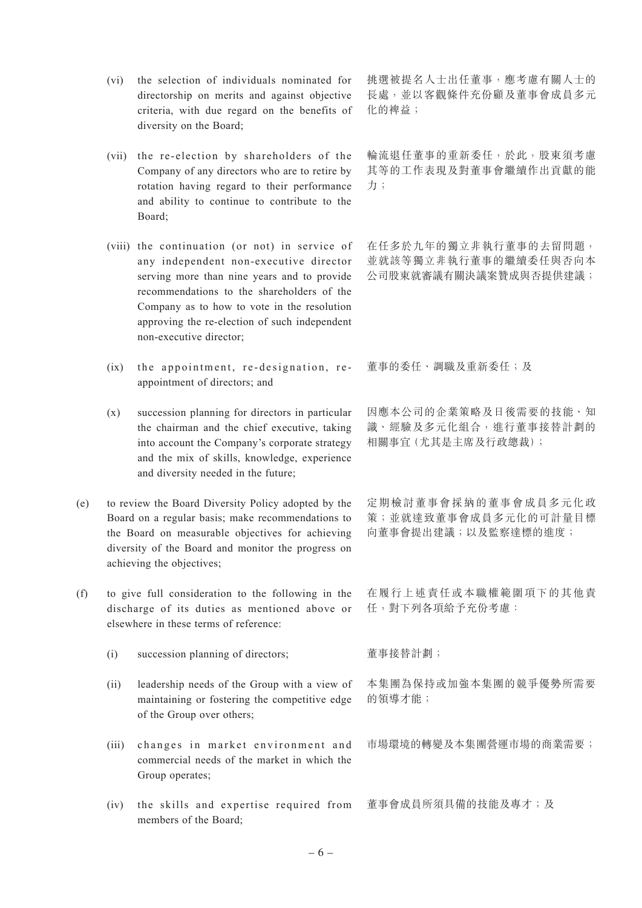(vi) the selection of individuals nominated for directorship on merits and against objective criteria, with due regard on the benefits of diversity on the Board;

挑選被提名人士出任董事，應考慮有關人士的長處，並以客觀條件充份顧及董事會成員多元化的裨益；

(vii) the re-election by shareholders of the Company of any directors who are to retire by rotation having regard to their performance and ability to continue to contribute to the Board;

輪流退任董事的重新委任，於此，股東須考慮其等的工作表現及對董事會繼續作出貢獻的能力；

(viii) the continuation (or not) in service of any independent non-executive director serving more than nine years and to provide recommendations to the shareholders of the Company as to how to vote in the resolution approving the re-election of such independent non-executive director;

在任多於九年的獨立非執行董事的去留問題，並就該等獨立非執行董事的繼續委任與否向本公司股東就審議有關決議案贊成與否提供建議；

(ix) the appointment, re-designation, re-appointment of directors; and

董事的委任、調職及重新委任；及

(x) succession planning for directors in particular the chairman and the chief executive, taking into account the Company's corporate strategy and the mix of skills, knowledge, experience and diversity needed in the future;

因應本公司的企業策略及日後需要的技能、知識、經驗及多元化組合，進行董事接替計劃的相關事宜（尤其是主席及行政總裁）；

(e) to review the Board Diversity Policy adopted by the Board on a regular basis; make recommendations to the Board on measurable objectives for achieving diversity of the Board and monitor the progress on achieving the objectives;

定期檢討董事會採納的董事會成員多元化政策；並就達致董事會成員多元化的可計量目標向董事會提出建議；以及監察達標的進度；

(f) to give full consideration to the following in the discharge of its duties as mentioned above or elsewhere in these terms of reference:

在履行上述責任或本職權範圍項下的其他責任，對下列各項給予充份考慮：

(i) succession planning of directors;

董事接替計劃；

(ii) leadership needs of the Group with a view of maintaining or fostering the competitive edge of the Group over others;

本集團為保持或加強本集團的競爭優勢所需要的領導才能；

(iii) changes in market environment and commercial needs of the market in which the Group operates;

市場環境的轉變及本集團營運市場的商業需要；

(iv) the skills and expertise required from members of the Board;

董事會成員所須具備的技能及專才；及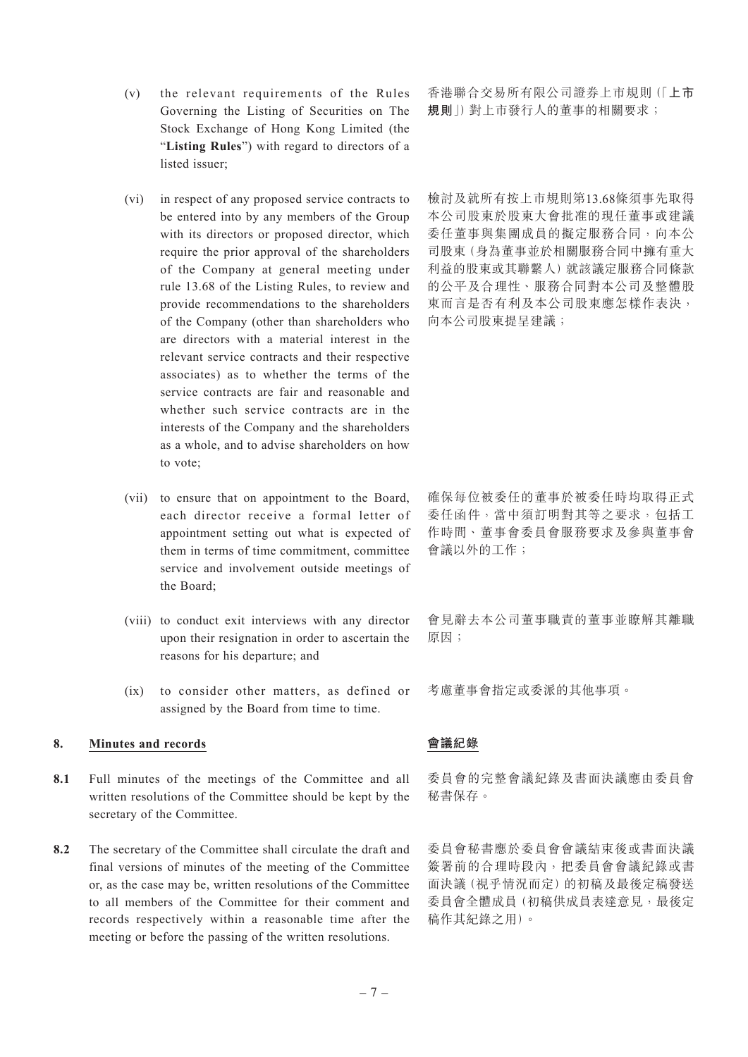(v) the relevant requirements of the Rules Governing the Listing of Securities on The Stock Exchange of Hong Kong Limited (the "**Listing Rules**") with regard to directors of a listed issuer;

香港聯合交易所有限公司證券上市規則(「**上市規則**」)對上市發行人的董事的相關要求;

(vi) in respect of any proposed service contracts to be entered into by any members of the Group with its directors or proposed director, which require the prior approval of the shareholders of the Company at general meeting under rule 13.68 of the Listing Rules, to review and provide recommendations to the shareholders of the Company (other than shareholders who are directors with a material interest in the relevant service contracts and their respective associates) as to whether the terms of the service contracts are fair and reasonable and whether such service contracts are in the interests of the Company and the shareholders as a whole, and to advise shareholders on how to vote;

檢討及就所有按上市規則第13.68條須事先取得本公司股東於股東大會批准的現任董事或建議委任董事與集團成員的擬定服務合同,向本公司股東(身為董事並於相關服務合同中擁有重大利益的股東或其聯繫人)就該議定服務合同條款的公平及合理性、服務合同對本公司及整體股東而言是否有利及本公司股東應怎樣作表決,向本公司股東提呈建議;

(vii) to ensure that on appointment to the Board, each director receive a formal letter of appointment setting out what is expected of them in terms of time commitment, committee service and involvement outside meetings of the Board;

確保每位被委任的董事於被委任時均取得正式委任函件,當中須訂明對其等之要求,包括工作時間、董事會委員會服務要求及參與董事會會議以外的工作;

(viii) to conduct exit interviews with any director upon their resignation in order to ascertain the reasons for his departure; and

會見辭去本公司董事職責的董事並瞭解其離職原因;

(ix) to consider other matters, as defined or assigned by the Board from time to time.

考慮董事會指定或委派的其他事項。

## 8. Minutes and records

## 會議紀錄

**8.1** Full minutes of the meetings of the Committee and all written resolutions of the Committee should be kept by the secretary of the Committee.

委員會的完整會議紀錄及書面決議應由委員會秘書保存。

**8.2** The secretary of the Committee shall circulate the draft and final versions of minutes of the meeting of the Committee or, as the case may be, written resolutions of the Committee to all members of the Committee for their comment and records respectively within a reasonable time after the meeting or before the passing of the written resolutions.

委員會秘書應於委員會會議結束後或書面決議簽署前的合理時段內,把委員會會議紀錄或書面決議(視乎情況而定)的初稿及最後定稿發送委員會全體成員(初稿供成員表達意見,最後定稿作其紀錄之用)。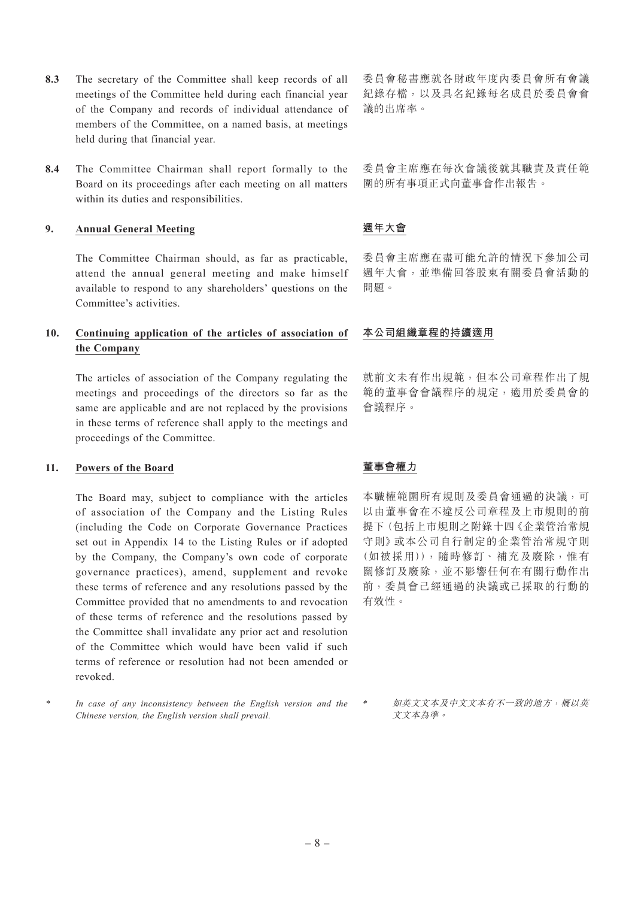**8.3** The secretary of the Committee shall keep records of all meetings of the Committee held during each financial year of the Company and records of individual attendance of members of the Committee, on a named basis, at meetings held during that financial year.

委員會秘書應就各財政年度內委員會所有會議紀錄存檔，以及具名紀錄每名成員於委員會會議的出席率。

**8.4** The Committee Chairman shall report formally to the Board on its proceedings after each meeting on all matters within its duties and responsibilities.

委員會主席應在每次會議後就其職責及責任範圍的所有事項正式向董事會作出報告。

## 9. Annual General Meeting

## 週年大會

The Committee Chairman should, as far as practicable, attend the annual general meeting and make himself available to respond to any shareholders' questions on the Committee's activities.

委員會主席應在盡可能允許的情況下參加公司週年大會，並準備回答股東有關委員會活動的問題。

## 10. Continuing application of the articles of association of the Company

## 本公司組織章程的持續適用

The articles of association of the Company regulating the meetings and proceedings of the directors so far as the same are applicable and are not replaced by the provisions in these terms of reference shall apply to the meetings and proceedings of the Committee.

就前文未有作出規範，但本公司章程作出了規範的董事會會議程序的規定，適用於委員會的會議程序。

## 11. Powers of the Board

## 董事會權力

The Board may, subject to compliance with the articles of association of the Company and the Listing Rules (including the Code on Corporate Governance Practices set out in Appendix 14 to the Listing Rules or if adopted by the Company, the Company's own code of corporate governance practices), amend, supplement and revoke these terms of reference and any resolutions passed by the Committee provided that no amendments to and revocation of these terms of reference and the resolutions passed by the Committee shall invalidate any prior act and resolution of the Committee which would have been valid if such terms of reference or resolution had not been amended or revoked.

本職權範圍所有規則及委員會通過的決議，可以由董事會在不違反公司章程及上市規則的前提下（包括上市規則之附錄十四《企業管治常規守則》或本公司自行制定的企業管治常規守則（如被採用）），隨時修訂、補充及廢除，惟有關修訂及廢除，並不影響任何在有關行動作出前，委員會已經通過的決議或已採取的行動的有效性。

\* *In case of any inconsistency between the English version and the Chinese version, the English version shall prevail.*

\* *如英文文本及中文文本有不一致的地方，概以英文文本為準。*